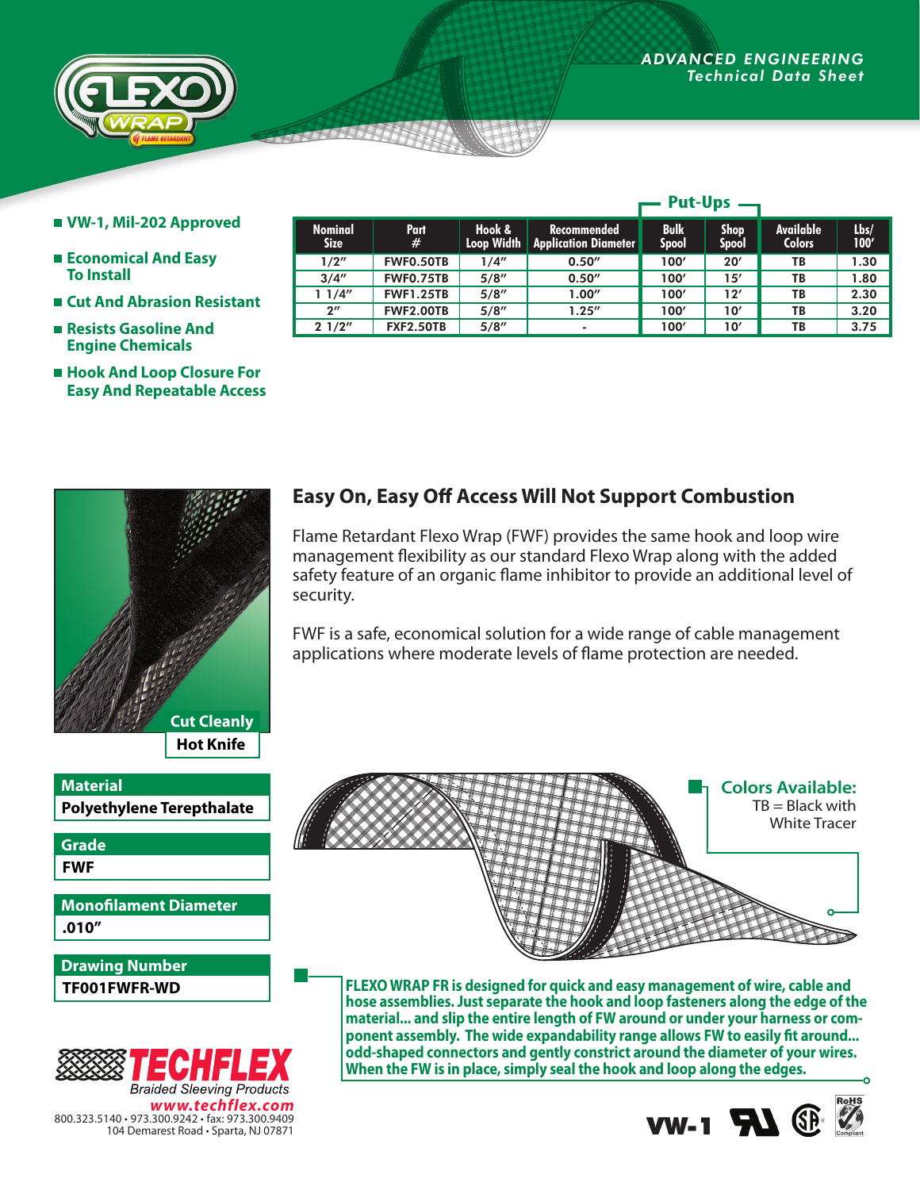ADVANCED ENGINEERING
*Technical Data Sheet*

- VW-1, Mil-202 Approved
- Economical And Easy To Install
- Cut And Abrasion Resistant
- Resists Gasoline And Engine Chemicals
- Hook And Loop Closure For Easy And Repeatable Access

| Nominal Size | Part # | Hook & Loop Width | Recommended Application Diameter | Put-Ups Bulk Spool | Put-Ups Shop Spool | Available Colors | Lbs/ 100′ |
|---|---|---|---|---|---|---|---|
| 1/2″ | FWF0.50TB | 1/4″ | 0.50″ | 100′ | 20′ | TB | 1.30 |
| 3/4″ | FWF0.75TB | 5/8″ | 0.50″ | 100′ | 15′ | TB | 1.80 |
| 1 1/4″ | FWF1.25TB | 5/8″ | 1.00″ | 100′ | 12′ | TB | 2.30 |
| 2″ | FWF2.00TB | 5/8″ | 1.25″ | 100′ | 10′ | TB | 3.20 |
| 2 1/2″ | FXF2.50TB | 5/8″ | - | 100′ | 10′ | TB | 3.75 |

Cut Cleanly
**Hot Knife**

## Easy On, Easy Off Access Will Not Support Combustion

Flame Retardant Flexo Wrap (FWF) provides the same hook and loop wire management flexibility as our standard Flexo Wrap along with the added safety feature of an organic flame inhibitor to provide an additional level of security.

FWF is a safe, economical solution for a wide range of cable management applications where moderate levels of flame protection are needed.

| Material |
|---|
| Polyethylene Terepthalate |

| Grade |
|---|
| FWF |

| Monofilament Diameter |
|---|
| .010″ |

| Drawing Number |
|---|
| TF001FWFR-WD |

**Colors Available:**
TB = Black with White Tracer

**FLEXO WRAP FR is designed for quick and easy management of wire, cable and hose assemblies. Just separate the hook and loop fasteners along the edge of the material... and slip the entire length of FW around or under your harness or component assembly. The wide expandability range allows FW to easily fit around... odd-shaped connectors and gently constrict around the diameter of your wires. When the FW is in place, simply seal the hook and loop along the edges.**

**TECHFLEX**
Braided Sleeving Products
www.techflex.com
800.323.5140 • 973.300.9242 • fax: 973.300.9409
104 Demarest Road • Sparta, NJ 07871

VW-1 RoHS Compliant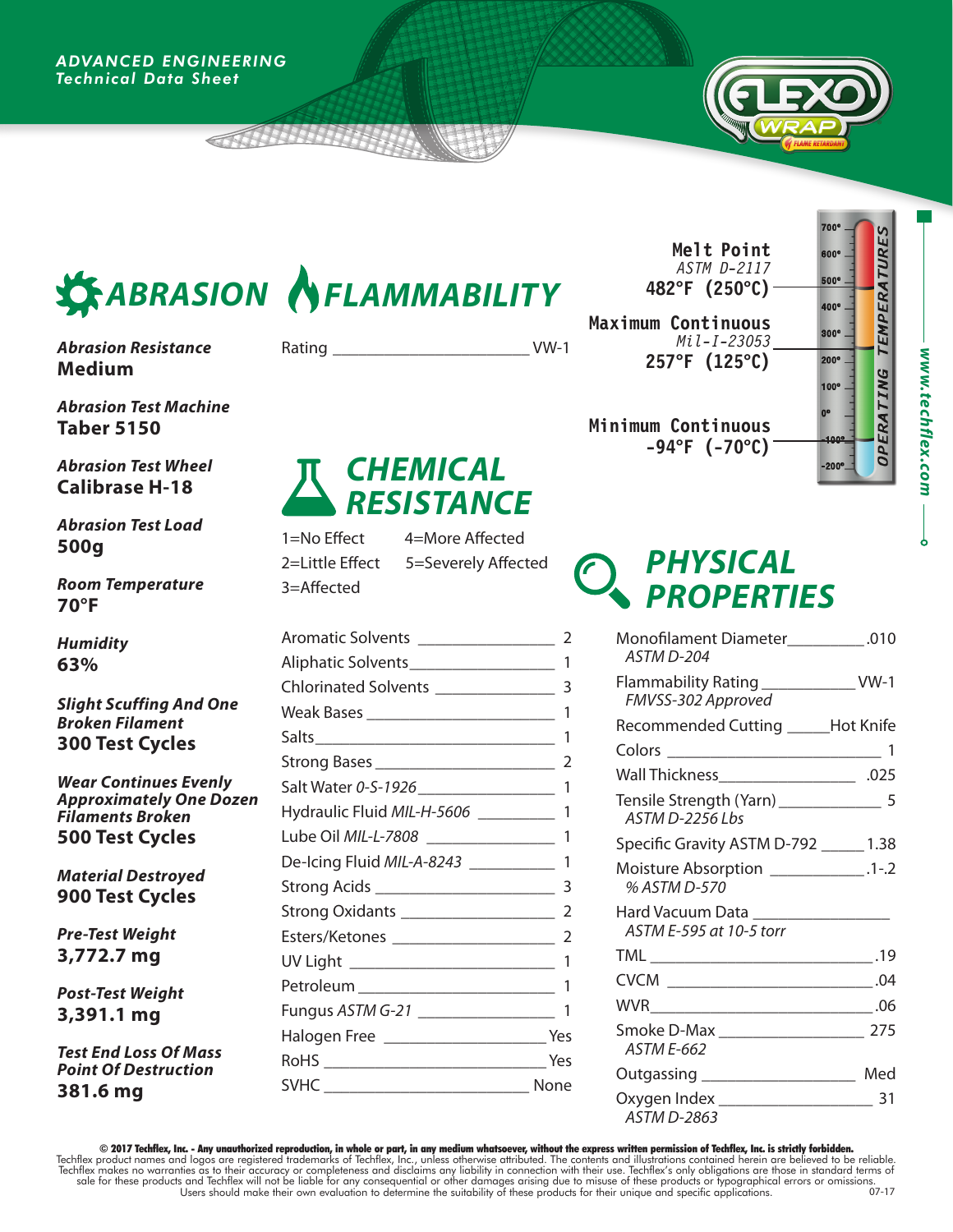*ADVANCED ENGINEERING*
*Technical Data Sheet*

## ABRASION

***Abrasion Resistance***
**Medium**

***Abrasion Test Machine***
**Taber 5150**

***Abrasion Test Wheel***
**Calibrase H-18**

***Abrasion Test Load***
**500g**

***Room Temperature***
**70°F**

***Humidity***
**63%**

***Slight Scuffing And One Broken Filament***
**300 Test Cycles**

***Wear Continues Evenly Approximately One Dozen Filaments Broken***
**500 Test Cycles**

***Material Destroyed***
**900 Test Cycles**

***Pre-Test Weight***
**3,772.7 mg**

***Post-Test Weight***
**3,391.1 mg**

***Test End Loss Of Mass Point Of Destruction***
**381.6 mg**

## FLAMMABILITY

Rating ________________________ VW-1

## CHEMICAL RESISTANCE

1=No Effect
2=Little Effect
3=Affected
4=More Affected
5=Severely Affected

| | |
|---|---|
| Aromatic Solvents | 2 |
| Aliphatic Solvents | 1 |
| Chlorinated Solvents | 3 |
| Weak Bases | 1 |
| Salts | 1 |
| Strong Bases | 2 |
| Salt Water *0-S-1926* | 1 |
| Hydraulic Fluid *MIL-H-5606* | 1 |
| Lube Oil *MIL-L-7808* | 1 |
| De-Icing Fluid *MIL-A-8243* | 1 |
| Strong Acids | 3 |
| Strong Oxidants | 2 |
| Esters/Ketones | 2 |
| UV Light | 1 |
| Petroleum | 1 |
| Fungus *ASTM G-21* | 1 |
| Halogen Free | Yes |
| RoHS | Yes |
| SVHC | None |

## OPERATING TEMPERATURES

**Melt Point**
*ASTM D-2117*
**482°F (250°C)**

**Maximum Continuous**
*Mil-I-23053*
**257°F (125°C)**

**Minimum Continuous**
**-94°F (-70°C)**

700° 600° 500° 400° 300° 200° 100° 0° -100° -200°

## PHYSICAL PROPERTIES

| | |
|---|---|
| Monofilament Diameter *ASTM D-204* | .010 |
| Flammability Rating *FMVSS-302 Approved* | VW-1 |
| Recommended Cutting | Hot Knife |
| Colors | 1 |
| Wall Thickness | .025 |
| Tensile Strength (Yarn) *ASTM D-2256 Lbs* | 5 |
| Specific Gravity ASTM D-792 | 1.38 |
| Moisture Absorption *% ASTM D-570* | .1-.2 |
| Hard Vacuum Data *ASTM E-595 at 10-5 torr* | |
| TML | .19 |
| CVCM | .04 |
| WVR | .06 |
| Smoke D-Max *ASTM E-662* | 275 |
| Outgassing | Med |
| Oxygen Index *ASTM D-2863* | 31 |

www.techflex.com

**© 2017 Techflex, Inc. - Any unauthorized reproduction, in whole or part, in any medium whatsoever, without the express written permission of Techflex, Inc. is strictly forbidden.**
Techflex product names and logos are registered trademarks of Techflex, Inc., unless otherwise attributed. The contents and illustrations contained herein are believed to be reliable. Techflex makes no warranties as to their accuracy or completeness and disclaims any liability in connection with their use. Techflex's only obligations are those in standard terms of sale for these products and Techflex will not be liable for any consequential or other damages arising due to misuse of these products or typographical errors or omissions. Users should make their own evaluation to determine the suitability of these products for their unique and specific applications. 07-17